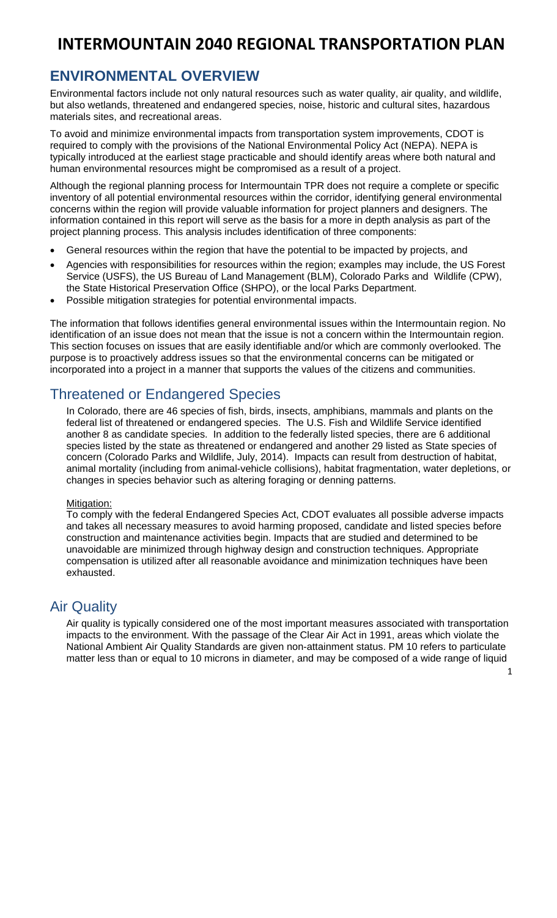# INTERMOUNTAIN 2040 REGIONAL TRANSPORTATION PLAN

## ENVIRONMENTAL OVERVIEW

Environmental factors include not only natural resources such as water quality, air quality, and wildlife, but also wetlands, threatened and endangered species, noise, historic and cultural sites, hazardous materials sites, and recreational areas.

To avoid and minimize environmental impacts from transportation system improvements, CDOT is required to comply with the provisions of the National Environmental Policy Act (NEPA). NEPA is typically introduced at the earliest stage practicable and should identify areas where both natural and human environmental resources might be compromised as a result of a project.

Although the regional planning process for Intermountain TPR does not require a complete or specific inventory of all potential environmental resources within the corridor, identifying general environmental concerns within the region will provide valuable information for project planners and designers. The information contained in this report will serve as the basis for a more in depth analysis as part of the project planning process. This analysis includes identification of three components:

- General resources within the region that have the potential to be impacted by projects, and
- Agencies with responsibilities for resources within the region; examples may include, the US Forest Service (USFS), the US Bureau of Land Management (BLM), Colorado Parks and Wildlife (CPW), the State Historical Preservation Office (SHPO), or the local Parks Department.
- Possible mitigation strategies for potential environmental impacts.

The information that follows identifies general environmental issues within the Intermountain region. No identification of an issue does not mean that the issue is not a concern within the Intermountain region. This section focuses on issues that are easily identifiable and/or which are commonly overlooked. The purpose is to proactively address issues so that the environmental concerns can be mitigated or incorporated into a project in a manner that supports the values of the citizens and communities.

## Threatened or Endangered Species

In Colorado, there are 46 species of fish, birds, insects, amphibians, mammals and plants on the federal list of threatened or endangered species. The U.S. Fish and Wildlife Service identified another 8 as candidate species. In addition to the federally listed species, there are 6 additional species listed by the state as threatened or endangered and another 29 listed as State species of concern (Colorado Parks and Wildlife, July, 2014). Impacts can result from destruction of habitat, animal mortality (including from animal-vehicle collisions), habitat fragmentation, water depletions, or changes in species behavior such as altering foraging or denning patterns.

Mitigation:

To comply with the federal Endangered Species Act, CDOT evaluates all possible adverse impacts and takes all necessary measures to avoid harming proposed, candidate and listed species before construction and maintenance activities begin. Impacts that are studied and determined to be unavoidable are minimized through highway design and construction techniques. Appropriate compensation is utilized after all reasonable avoidance and minimization techniques have been exhausted.

## Air Quality

Air quality is typically considered one of the most important measures associated with transportation impacts to the environment. With the passage of the Clear Air Act in 1991, areas which violate the National Ambient Air Quality Standards are given non-attainment status. PM 10 refers to particulate matter less than or equal to 10 microns in diameter, and may be composed of a wide range of liquid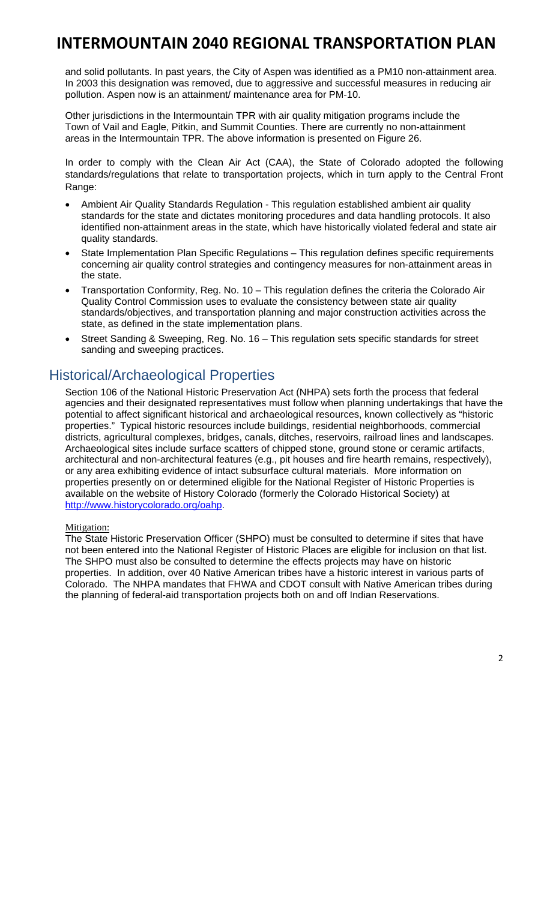and solid pollutants. In past years, the City of Aspen was identified as a PM10 non-attainment area. In 2003 this designation was removed, due to aggressive and successful measures in reducing air pollution. Aspen now is an attainment/ maintenance area for PM-10.

Other jurisdictions in the Intermountain TPR with air quality mitigation programs include the Town of Vail and Eagle, Pitkin, and Summit Counties. There are currently no non-attainment areas in the Intermountain TPR. The above information is presented on Figure 26.

In order to comply with the Clean Air Act (CAA), the State of Colorado adopted the following standards/regulations that relate to transportation projects, which in turn apply to the Central Front Range:

- Ambient Air Quality Standards Regulation - This regulation established ambient air quality standards for the state and dictates monitoring procedures and data handling protocols. It also identified non-attainment areas in the state, which have historically violated federal and state air quality standards.
- State Implementation Plan Specific Regulations – This regulation defines specific requirements concerning air quality control strategies and contingency measures for non-attainment areas in the state.
- Transportation Conformity, Reg. No. 10 – This regulation defines the criteria the Colorado Air Quality Control Commission uses to evaluate the consistency between state air quality standards/objectives, and transportation planning and major construction activities across the state, as defined in the state implementation plans.
- Street Sanding & Sweeping, Reg. No. 16 – This regulation sets specific standards for street sanding and sweeping practices.

## Historical/Archaeological Properties

Section 106 of the National Historic Preservation Act (NHPA) sets forth the process that federal agencies and their designated representatives must follow when planning undertakings that have the potential to affect significant historical and archaeological resources, known collectively as "historic properties." Typical historic resources include buildings, residential neighborhoods, commercial districts, agricultural complexes, bridges, canals, ditches, reservoirs, railroad lines and landscapes. Archaeological sites include surface scatters of chipped stone, ground stone or ceramic artifacts, architectural and non-architectural features (e.g., pit houses and fire hearth remains, respectively), or any area exhibiting evidence of intact subsurface cultural materials. More information on properties presently on or determined eligible for the National Register of Historic Properties is available on the website of History Colorado (formerly the Colorado Historical Society) at http://www.historycolorado.org/oahp.

Mitigation:

The State Historic Preservation Officer (SHPO) must be consulted to determine if sites that have not been entered into the National Register of Historic Places are eligible for inclusion on that list. The SHPO must also be consulted to determine the effects projects may have on historic properties. In addition, over 40 Native American tribes have a historic interest in various parts of Colorado. The NHPA mandates that FHWA and CDOT consult with Native American tribes during the planning of federal-aid transportation projects both on and off Indian Reservations.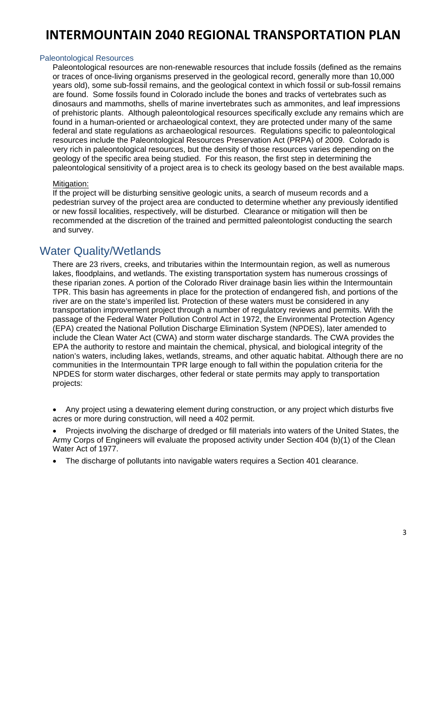### Paleontological Resources

Paleontological resources are non-renewable resources that include fossils (defined as the remains or traces of once-living organisms preserved in the geological record, generally more than 10,000 years old), some sub-fossil remains, and the geological context in which fossil or sub-fossil remains are found. Some fossils found in Colorado include the bones and tracks of vertebrates such as dinosaurs and mammoths, shells of marine invertebrates such as ammonites, and leaf impressions of prehistoric plants. Although paleontological resources specifically exclude any remains which are found in a human-oriented or archaeological context, they are protected under many of the same federal and state regulations as archaeological resources. Regulations specific to paleontological resources include the Paleontological Resources Preservation Act (PRPA) of 2009. Colorado is very rich in paleontological resources, but the density of those resources varies depending on the geology of the specific area being studied. For this reason, the first step in determining the paleontological sensitivity of a project area is to check its geology based on the best available maps.

Mitigation:

If the project will be disturbing sensitive geologic units, a search of museum records and a pedestrian survey of the project area are conducted to determine whether any previously identified or new fossil localities, respectively, will be disturbed. Clearance or mitigation will then be recommended at the discretion of the trained and permitted paleontologist conducting the search and survey.

## Water Quality/Wetlands

There are 23 rivers, creeks, and tributaries within the Intermountain region, as well as numerous lakes, floodplains, and wetlands. The existing transportation system has numerous crossings of these riparian zones. A portion of the Colorado River drainage basin lies within the Intermountain TPR. This basin has agreements in place for the protection of endangered fish, and portions of the river are on the state's imperiled list. Protection of these waters must be considered in any transportation improvement project through a number of regulatory reviews and permits. With the passage of the Federal Water Pollution Control Act in 1972, the Environmental Protection Agency (EPA) created the National Pollution Discharge Elimination System (NPDES), later amended to include the Clean Water Act (CWA) and storm water discharge standards. The CWA provides the EPA the authority to restore and maintain the chemical, physical, and biological integrity of the nation's waters, including lakes, wetlands, streams, and other aquatic habitat. Although there are no communities in the Intermountain TPR large enough to fall within the population criteria for the NPDES for storm water discharges, other federal or state permits may apply to transportation projects:

- Any project using a dewatering element during construction, or any project which disturbs five acres or more during construction, will need a 402 permit.
- Projects involving the discharge of dredged or fill materials into waters of the United States, the Army Corps of Engineers will evaluate the proposed activity under Section 404 (b)(1) of the Clean Water Act of 1977.
- The discharge of pollutants into navigable waters requires a Section 401 clearance.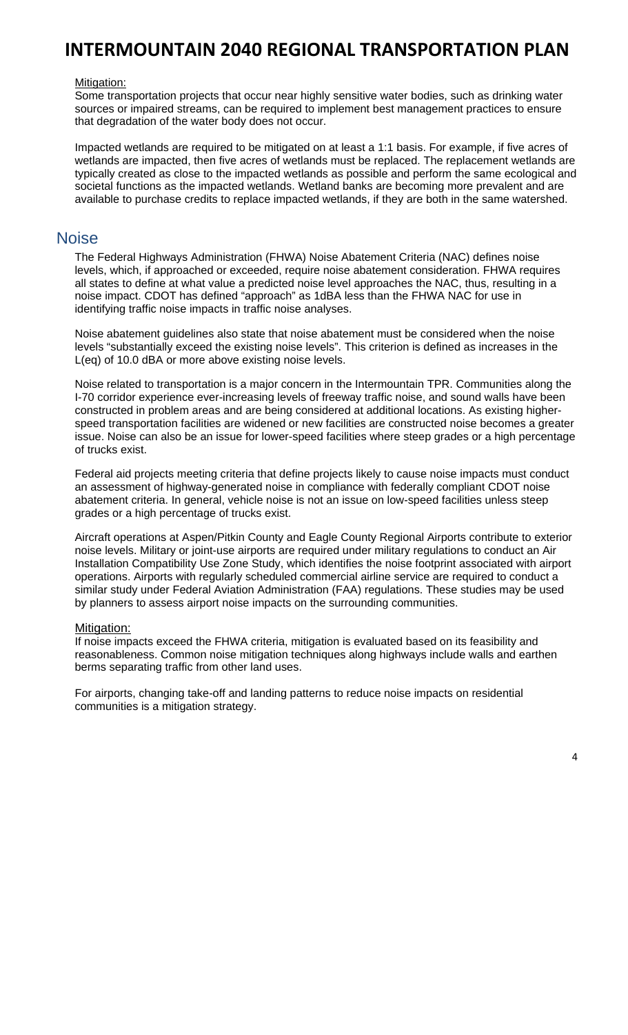Mitigation:

Some transportation projects that occur near highly sensitive water bodies, such as drinking water sources or impaired streams, can be required to implement best management practices to ensure that degradation of the water body does not occur.

Impacted wetlands are required to be mitigated on at least a 1:1 basis. For example, if five acres of wetlands are impacted, then five acres of wetlands must be replaced. The replacement wetlands are typically created as close to the impacted wetlands as possible and perform the same ecological and societal functions as the impacted wetlands. Wetland banks are becoming more prevalent and are available to purchase credits to replace impacted wetlands, if they are both in the same watershed.

## Noise

The Federal Highways Administration (FHWA) Noise Abatement Criteria (NAC) defines noise levels, which, if approached or exceeded, require noise abatement consideration. FHWA requires all states to define at what value a predicted noise level approaches the NAC, thus, resulting in a noise impact. CDOT has defined "approach" as 1dBA less than the FHWA NAC for use in identifying traffic noise impacts in traffic noise analyses.

Noise abatement guidelines also state that noise abatement must be considered when the noise levels "substantially exceed the existing noise levels". This criterion is defined as increases in the L(eq) of 10.0 dBA or more above existing noise levels.

Noise related to transportation is a major concern in the Intermountain TPR. Communities along the I-70 corridor experience ever-increasing levels of freeway traffic noise, and sound walls have been constructed in problem areas and are being considered at additional locations. As existing higher-speed transportation facilities are widened or new facilities are constructed noise becomes a greater issue. Noise can also be an issue for lower-speed facilities where steep grades or a high percentage of trucks exist.

Federal aid projects meeting criteria that define projects likely to cause noise impacts must conduct an assessment of highway-generated noise in compliance with federally compliant CDOT noise abatement criteria. In general, vehicle noise is not an issue on low-speed facilities unless steep grades or a high percentage of trucks exist.

Aircraft operations at Aspen/Pitkin County and Eagle County Regional Airports contribute to exterior noise levels. Military or joint-use airports are required under military regulations to conduct an Air Installation Compatibility Use Zone Study, which identifies the noise footprint associated with airport operations. Airports with regularly scheduled commercial airline service are required to conduct a similar study under Federal Aviation Administration (FAA) regulations. These studies may be used by planners to assess airport noise impacts on the surrounding communities.

Mitigation:

If noise impacts exceed the FHWA criteria, mitigation is evaluated based on its feasibility and reasonableness. Common noise mitigation techniques along highways include walls and earthen berms separating traffic from other land uses.

For airports, changing take-off and landing patterns to reduce noise impacts on residential communities is a mitigation strategy.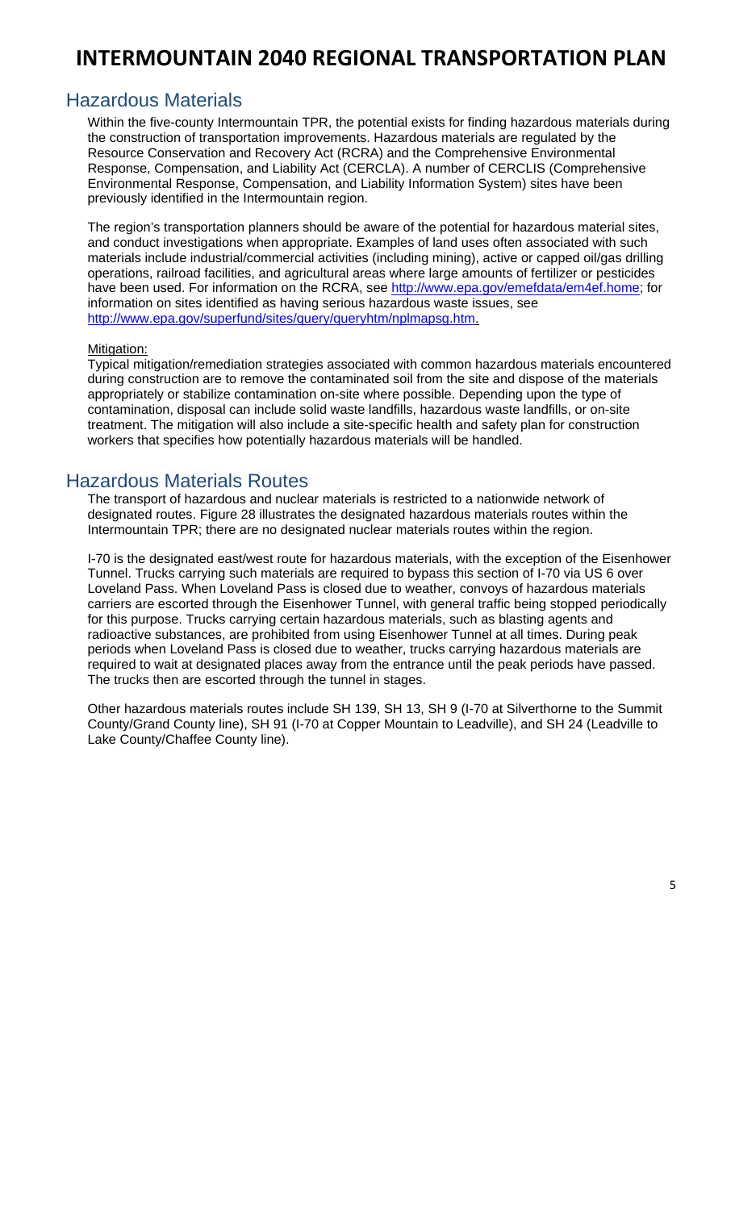## Hazardous Materials

Within the five-county Intermountain TPR, the potential exists for finding hazardous materials during the construction of transportation improvements. Hazardous materials are regulated by the Resource Conservation and Recovery Act (RCRA) and the Comprehensive Environmental Response, Compensation, and Liability Act (CERCLA). A number of CERCLIS (Comprehensive Environmental Response, Compensation, and Liability Information System) sites have been previously identified in the Intermountain region.

The region's transportation planners should be aware of the potential for hazardous material sites, and conduct investigations when appropriate. Examples of land uses often associated with such materials include industrial/commercial activities (including mining), active or capped oil/gas drilling operations, railroad facilities, and agricultural areas where large amounts of fertilizer or pesticides have been used. For information on the RCRA, see http://www.epa.gov/emefdata/em4ef.home; for information on sites identified as having serious hazardous waste issues, see http://www.epa.gov/superfund/sites/query/queryhtm/nplmapsg.htm.

Mitigation:

Typical mitigation/remediation strategies associated with common hazardous materials encountered during construction are to remove the contaminated soil from the site and dispose of the materials appropriately or stabilize contamination on-site where possible. Depending upon the type of contamination, disposal can include solid waste landfills, hazardous waste landfills, or on-site treatment. The mitigation will also include a site-specific health and safety plan for construction workers that specifies how potentially hazardous materials will be handled.

## Hazardous Materials Routes

The transport of hazardous and nuclear materials is restricted to a nationwide network of designated routes. Figure 28 illustrates the designated hazardous materials routes within the Intermountain TPR; there are no designated nuclear materials routes within the region.

I-70 is the designated east/west route for hazardous materials, with the exception of the Eisenhower Tunnel. Trucks carrying such materials are required to bypass this section of I-70 via US 6 over Loveland Pass. When Loveland Pass is closed due to weather, convoys of hazardous materials carriers are escorted through the Eisenhower Tunnel, with general traffic being stopped periodically for this purpose. Trucks carrying certain hazardous materials, such as blasting agents and radioactive substances, are prohibited from using Eisenhower Tunnel at all times. During peak periods when Loveland Pass is closed due to weather, trucks carrying hazardous materials are required to wait at designated places away from the entrance until the peak periods have passed. The trucks then are escorted through the tunnel in stages.

Other hazardous materials routes include SH 139, SH 13, SH 9 (I-70 at Silverthorne to the Summit County/Grand County line), SH 91 (I-70 at Copper Mountain to Leadville), and SH 24 (Leadville to Lake County/Chaffee County line).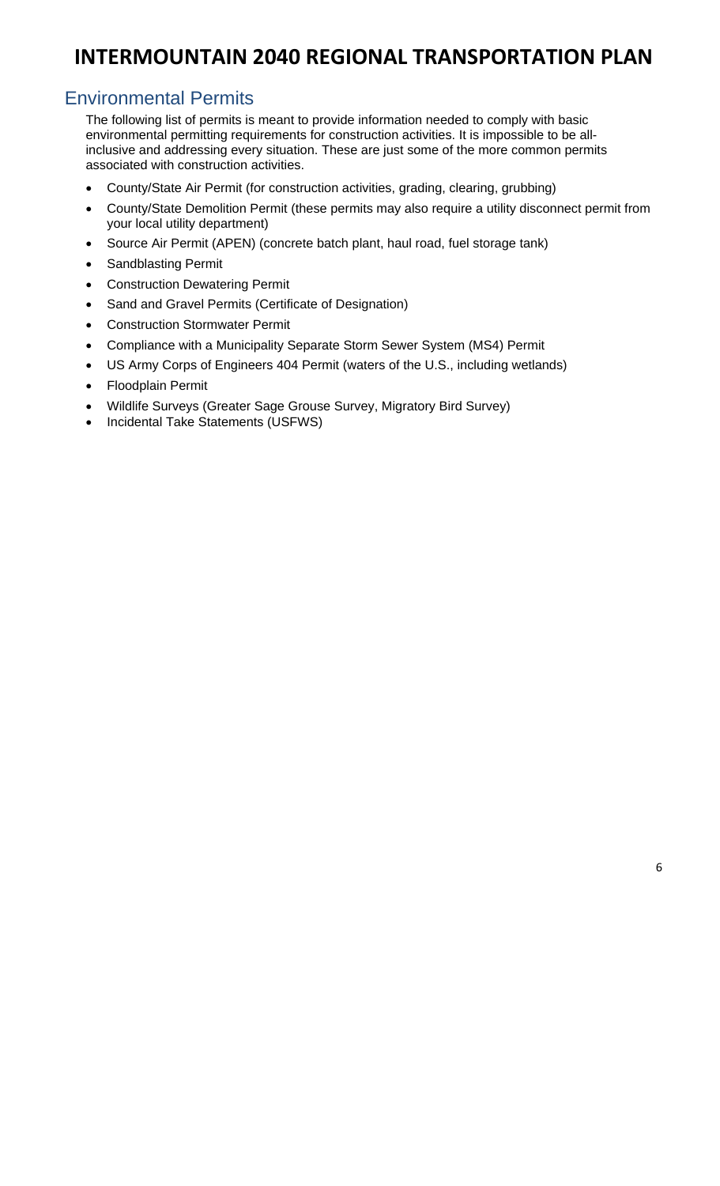## Environmental Permits

The following list of permits is meant to provide information needed to comply with basic environmental permitting requirements for construction activities. It is impossible to be all-inclusive and addressing every situation. These are just some of the more common permits associated with construction activities.

- County/State Air Permit (for construction activities, grading, clearing, grubbing)
- County/State Demolition Permit (these permits may also require a utility disconnect permit from your local utility department)
- Source Air Permit (APEN) (concrete batch plant, haul road, fuel storage tank)
- Sandblasting Permit
- Construction Dewatering Permit
- Sand and Gravel Permits (Certificate of Designation)
- Construction Stormwater Permit
- Compliance with a Municipality Separate Storm Sewer System (MS4) Permit
- US Army Corps of Engineers 404 Permit (waters of the U.S., including wetlands)
- Floodplain Permit
- Wildlife Surveys (Greater Sage Grouse Survey, Migratory Bird Survey)
- Incidental Take Statements (USFWS)